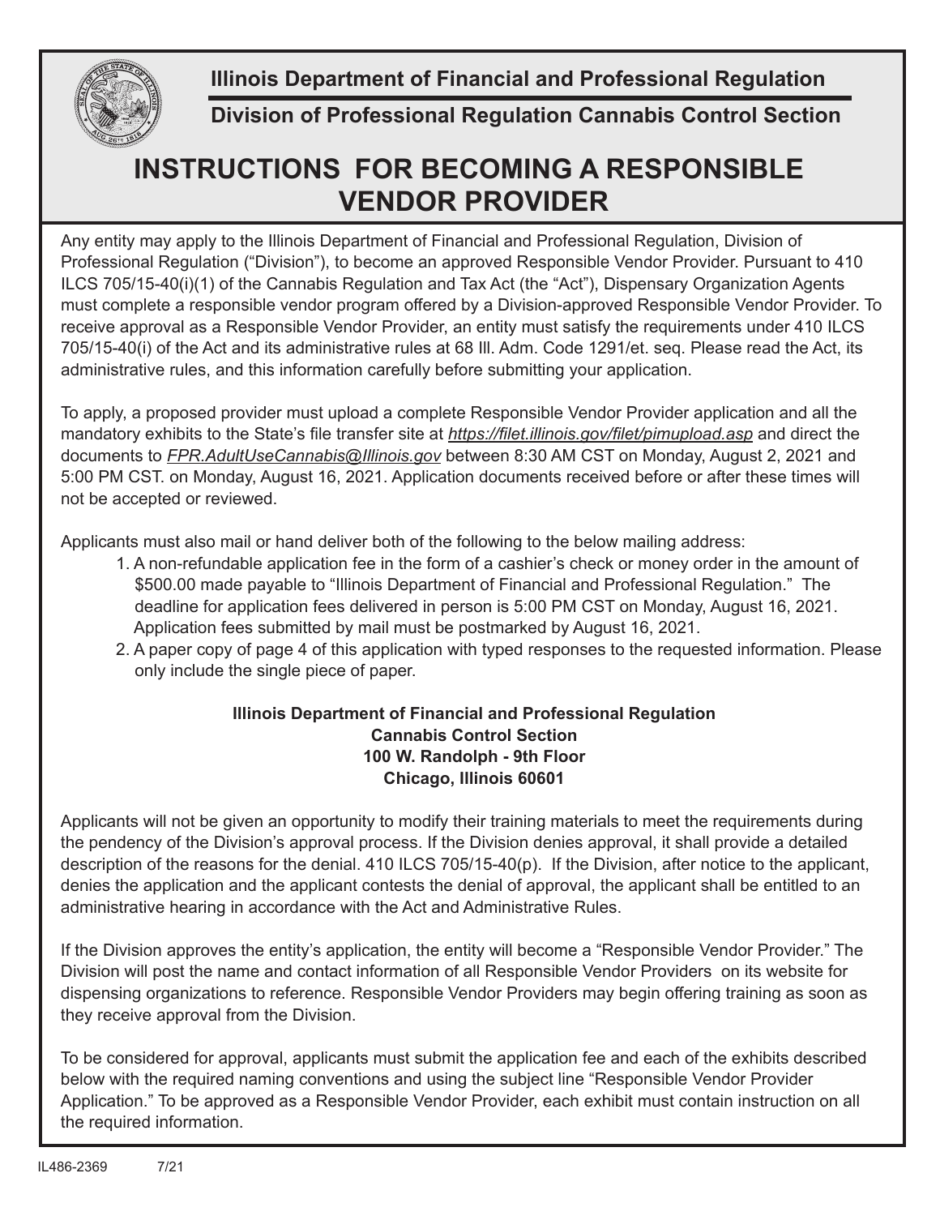**Illinois Department of Financial and Professional Regulation**

**Division of Professional Regulation Cannabis Control Section**

# INSTRUCTIONS FOR BECOMING A RESPONSIBLE VENDOR PROVIDER

Any entity may apply to the Illinois Department of Financial and Professional Regulation, Division of Professional Regulation ("Division"), to become an approved Responsible Vendor Provider. Pursuant to 410 ILCS 705/15-40(i)(1) of the Cannabis Regulation and Tax Act (the "Act"), Dispensary Organization Agents must complete a responsible vendor program offered by a Division-approved Responsible Vendor Provider. To receive approval as a Responsible Vendor Provider, an entity must satisfy the requirements under 410 ILCS 705/15-40(i) of the Act and its administrative rules at 68 Ill. Adm. Code 1291/et. seq. Please read the Act, its administrative rules, and this information carefully before submitting your application.

To apply, a proposed provider must upload a complete Responsible Vendor Provider application and all the mandatory exhibits to the State's file transfer site at *https://filet.illinois.gov/filet/pimupload.asp* and direct the documents to *FPR.AdultUseCannabis@Illinois.gov* between 8:30 AM CST on Monday, August 2, 2021 and 5:00 PM CST. on Monday, August 16, 2021. Application documents received before or after these times will not be accepted or reviewed.

Applicants must also mail or hand deliver both of the following to the below mailing address:

1. A non-refundable application fee in the form of a cashier's check or money order in the amount of $500.00 made payable to "Illinois Department of Financial and Professional Regulation." The deadline for application fees delivered in person is 5:00 PM CST on Monday, August 16, 2021. Application fees submitted by mail must be postmarked by August 16, 2021.
2. A paper copy of page 4 of this application with typed responses to the requested information. Please only include the single piece of paper.

**Illinois Department of Financial and Professional Regulation**
**Cannabis Control Section**
**100 W. Randolph - 9th Floor**
**Chicago, Illinois 60601**

Applicants will not be given an opportunity to modify their training materials to meet the requirements during the pendency of the Division's approval process. If the Division denies approval, it shall provide a detailed description of the reasons for the denial. 410 ILCS 705/15-40(p). If the Division, after notice to the applicant, denies the application and the applicant contests the denial of approval, the applicant shall be entitled to an administrative hearing in accordance with the Act and Administrative Rules.

If the Division approves the entity's application, the entity will become a "Responsible Vendor Provider." The Division will post the name and contact information of all Responsible Vendor Providers on its website for dispensing organizations to reference. Responsible Vendor Providers may begin offering training as soon as they receive approval from the Division.

To be considered for approval, applicants must submit the application fee and each of the exhibits described below with the required naming conventions and using the subject line "Responsible Vendor Provider Application." To be approved as a Responsible Vendor Provider, each exhibit must contain instruction on all the required information.

IL486-2369 7/21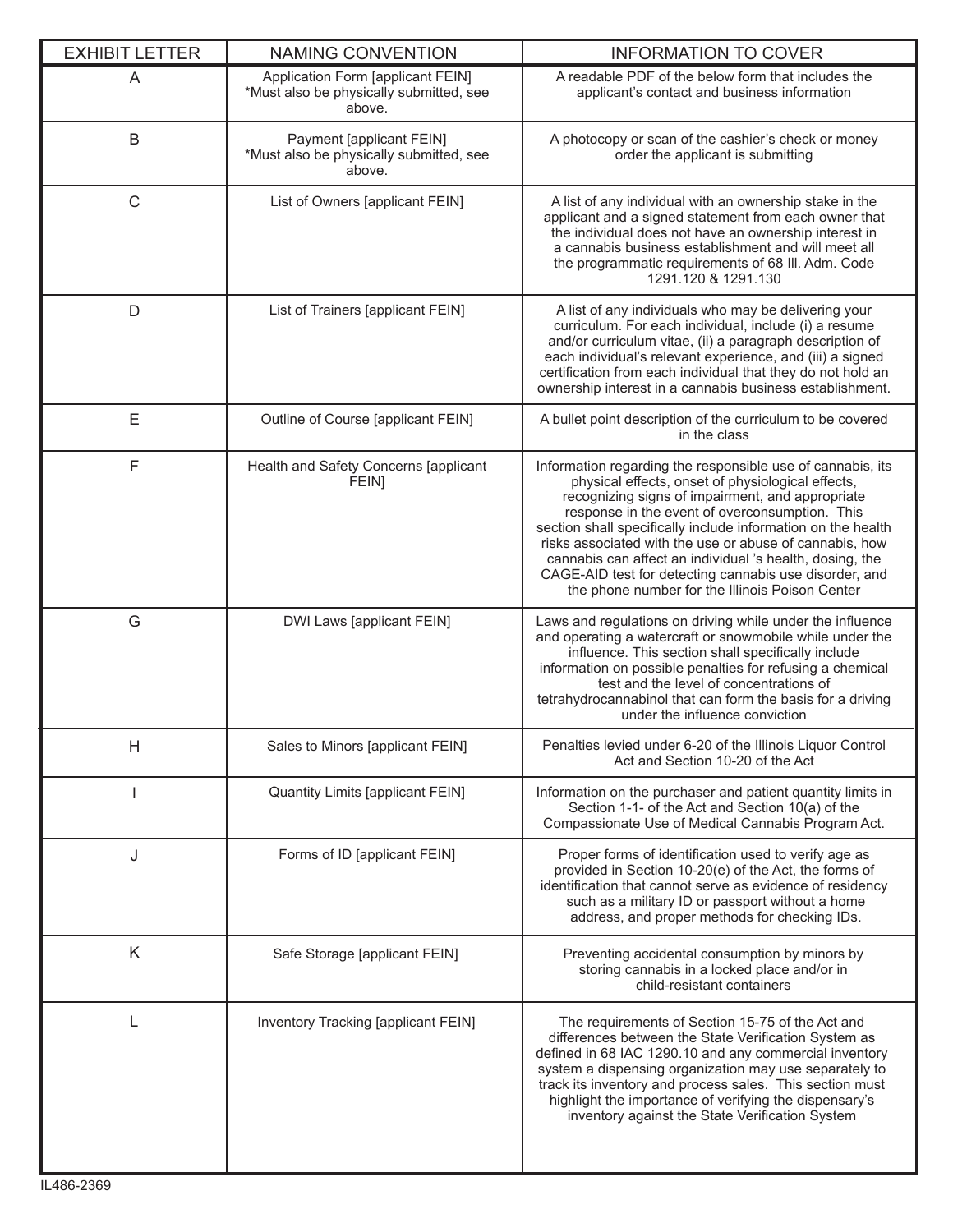| EXHIBIT LETTER | NAMING CONVENTION | INFORMATION TO COVER |
|---|---|---|
| A | Application Form [applicant FEIN] *Must also be physically submitted, see above. | A readable PDF of the below form that includes the applicant's contact and business information |
| B | Payment [applicant FEIN] *Must also be physically submitted, see above. | A photocopy or scan of the cashier's check or money order the applicant is submitting |
| C | List of Owners [applicant FEIN] | A list of any individual with an ownership stake in the applicant and a signed statement from each owner that the individual does not have an ownership interest in a cannabis business establishment and will meet all the programmatic requirements of 68 Ill. Adm. Code 1291.120 & 1291.130 |
| D | List of Trainers [applicant FEIN] | A list of any individuals who may be delivering your curriculum. For each individual, include (i) a resume and/or curriculum vitae, (ii) a paragraph description of each individual's relevant experience, and (iii) a signed certification from each individual that they do not hold an ownership interest in a cannabis business establishment. |
| E | Outline of Course [applicant FEIN] | A bullet point description of the curriculum to be covered in the class |
| F | Health and Safety Concerns [applicant FEIN] | Information regarding the responsible use of cannabis, its physical effects, onset of physiological effects, recognizing signs of impairment, and appropriate response in the event of overconsumption. This section shall specifically include information on the health risks associated with the use or abuse of cannabis, how cannabis can affect an individual 's health, dosing, the CAGE-AID test for detecting cannabis use disorder, and the phone number for the Illinois Poison Center |
| G | DWI Laws [applicant FEIN] | Laws and regulations on driving while under the influence and operating a watercraft or snowmobile while under the influence. This section shall specifically include information on possible penalties for refusing a chemical test and the level of concentrations of tetrahydrocannabinol that can form the basis for a driving under the influence conviction |
| H | Sales to Minors [applicant FEIN] | Penalties levied under 6-20 of the Illinois Liquor Control Act and Section 10-20 of the Act |
| I | Quantity Limits [applicant FEIN] | Information on the purchaser and patient quantity limits in Section 1-1- of the Act and Section 10(a) of the Compassionate Use of Medical Cannabis Program Act. |
| J | Forms of ID [applicant FEIN] | Proper forms of identification used to verify age as provided in Section 10-20(e) of the Act, the forms of identification that cannot serve as evidence of residency such as a military ID or passport without a home address, and proper methods for checking IDs. |
| K | Safe Storage [applicant FEIN] | Preventing accidental consumption by minors by storing cannabis in a locked place and/or in child-resistant containers |
| L | Inventory Tracking [applicant FEIN] | The requirements of Section 15-75 of the Act and differences between the State Verification System as defined in 68 IAC 1290.10 and any commercial inventory system a dispensing organization may use separately to track its inventory and process sales. This section must highlight the importance of verifying the dispensary's inventory against the State Verification System |

IL486-2369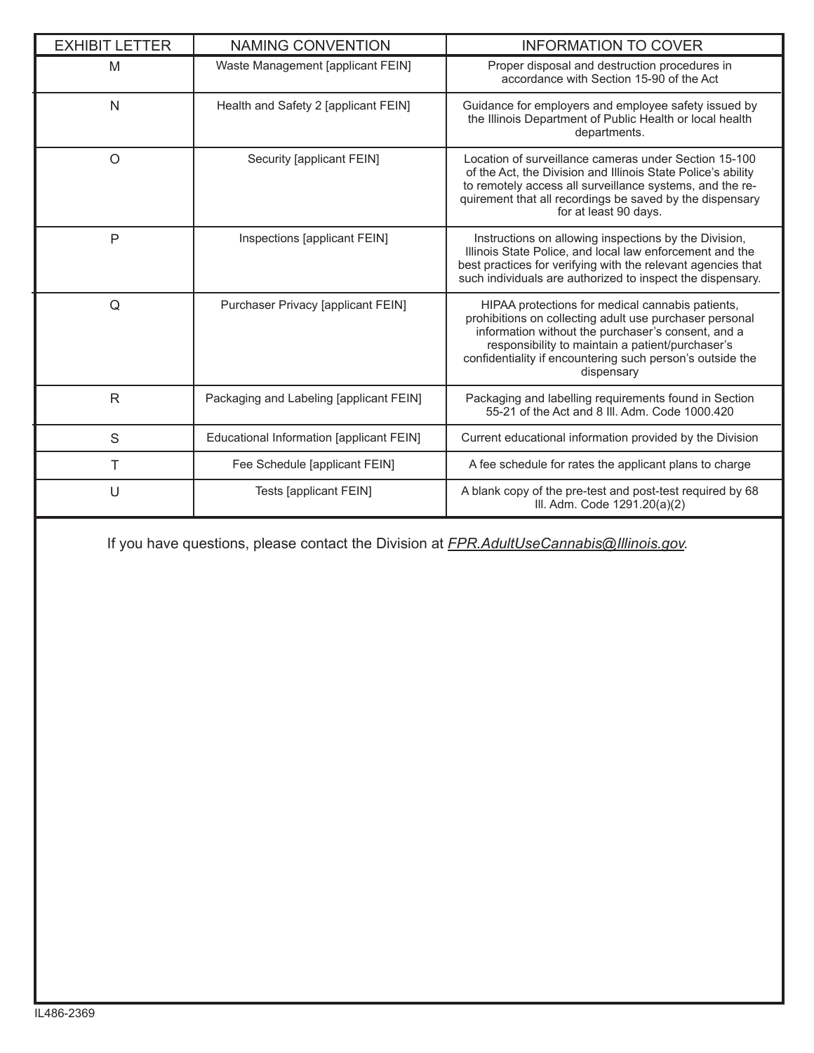| EXHIBIT LETTER | NAMING CONVENTION | INFORMATION TO COVER |
|---|---|---|
| M | Waste Management [applicant FEIN] | Proper disposal and destruction procedures in accordance with Section 15-90 of the Act |
| N | Health and Safety 2 [applicant FEIN] | Guidance for employers and employee safety issued by the Illinois Department of Public Health or local health departments. |
| O | Security [applicant FEIN] | Location of surveillance cameras under Section 15-100 of the Act, the Division and Illinois State Police's ability to remotely access all surveillance systems, and the requirement that all recordings be saved by the dispensary for at least 90 days. |
| P | Inspections [applicant FEIN] | Instructions on allowing inspections by the Division, Illinois State Police, and local law enforcement and the best practices for verifying with the relevant agencies that such individuals are authorized to inspect the dispensary. |
| Q | Purchaser Privacy [applicant FEIN] | HIPAA protections for medical cannabis patients, prohibitions on collecting adult use purchaser personal information without the purchaser's consent, and a responsibility to maintain a patient/purchaser's confidentiality if encountering such person's outside the dispensary |
| R | Packaging and Labeling [applicant FEIN] | Packaging and labelling requirements found in Section 55-21 of the Act and 8 Ill. Adm. Code 1000.420 |
| S | Educational Information [applicant FEIN] | Current educational information provided by the Division |
| T | Fee Schedule [applicant FEIN] | A fee schedule for rates the applicant plans to charge |
| U | Tests [applicant FEIN] | A blank copy of the pre-test and post-test required by 68 Ill. Adm. Code 1291.20(a)(2) |

If you have questions, please contact the Division at *FPR.AdultUseCannabis@Illinois.gov*.

IL486-2369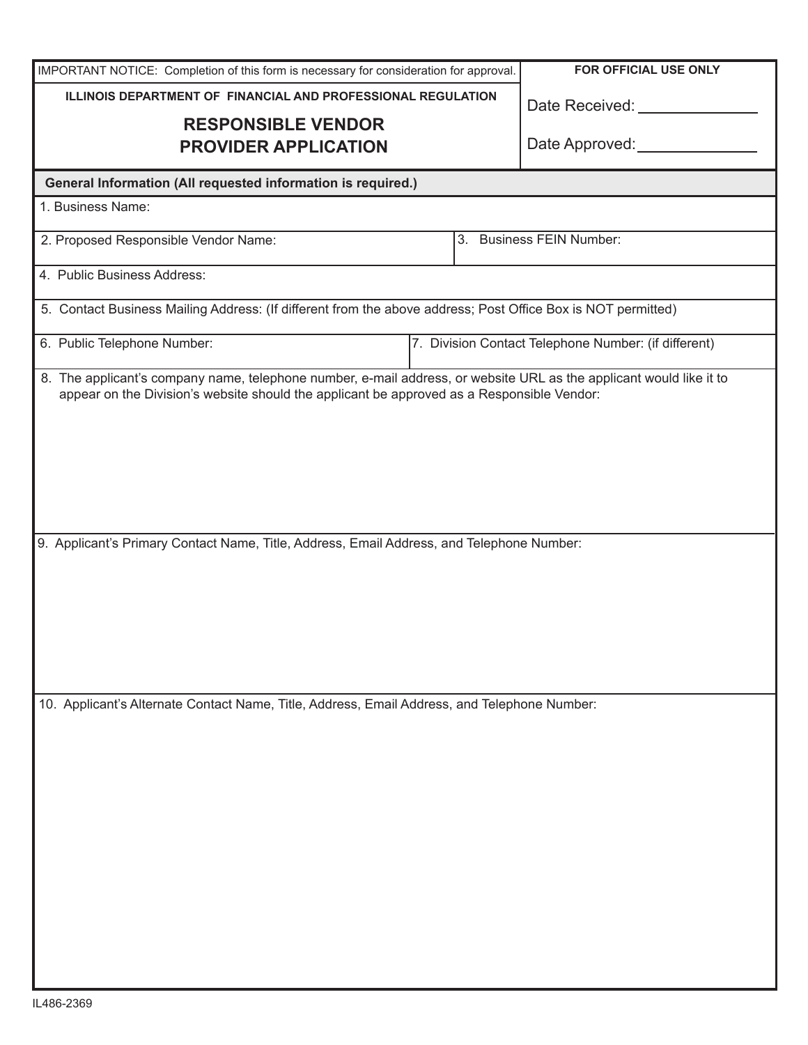IMPORTANT NOTICE: Completion of this form is necessary for consideration for approval.

**FOR OFFICIAL USE ONLY**

Date Received: ____________

Date Approved: ____________

**ILLINOIS DEPARTMENT OF FINANCIAL AND PROFESSIONAL REGULATION**

# RESPONSIBLE VENDOR PROVIDER APPLICATION

**General Information (All requested information is required.)**

1. Business Name:

2. Proposed Responsible Vendor Name:

3. Business FEIN Number:

4. Public Business Address:

5. Contact Business Mailing Address: (If different from the above address; Post Office Box is NOT permitted)

6. Public Telephone Number:

7. Division Contact Telephone Number: (if different)

8. The applicant's company name, telephone number, e-mail address, or website URL as the applicant would like it to appear on the Division's website should the applicant be approved as a Responsible Vendor:

9. Applicant's Primary Contact Name, Title, Address, Email Address, and Telephone Number:

10. Applicant's Alternate Contact Name, Title, Address, Email Address, and Telephone Number:

IL486-2369